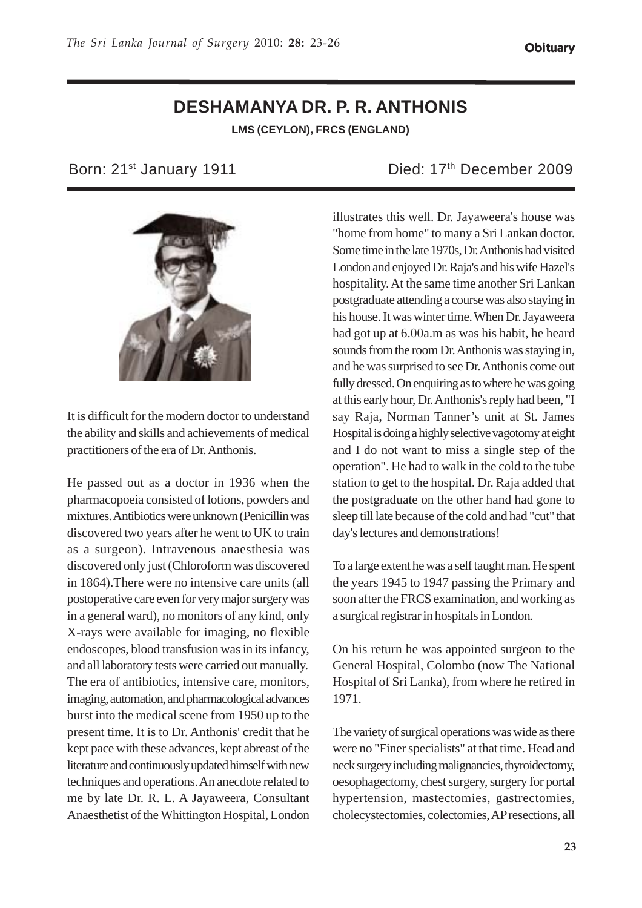Obituary

# DESHAMANYA DR. P. R. ANTHONIS

**LMS (CEYLON), FRCS (ENGLAND)**

Born: 21st January 1911 Died: 17th December 2009

It is difficult for the modern doctor to understand the ability and skills and achievements of medical practitioners of the era of Dr. Anthonis.

He passed out as a doctor in 1936 when the pharmacopoeia consisted of lotions, powders and mixtures. Antibiotics were unknown (Penicillin was discovered two years after he went to UK to train as a surgeon). Intravenous anaesthesia was discovered only just (Chloroform was discovered in 1864). There were no intensive care units (all postoperative care even for very major surgery was in a general ward), no monitors of any kind, only X-rays were available for imaging, no flexible endoscopes, blood transfusion was in its infancy, and all laboratory tests were carried out manually. The era of antibiotics, intensive care, monitors, imaging, automation, and pharmacological advances burst into the medical scene from 1950 up to the present time. It is to Dr. Anthonis' credit that he kept pace with these advances, kept abreast of the literature and continuously updated himself with new techniques and operations. An anecdote related to me by late Dr. R. L. A Jayaweera, Consultant Anaesthetist of the Whittington Hospital, London illustrates this well. Dr. Jayaweera's house was "home from home" to many a Sri Lankan doctor. Some time in the late 1970s, Dr. Anthonis had visited London and enjoyed Dr. Raja's and his wife Hazel's hospitality. At the same time another Sri Lankan postgraduate attending a course was also staying in his house. It was winter time. When Dr. Jayaweera had got up at 6.00a.m as was his habit, he heard sounds from the room Dr. Anthonis was staying in, and he was surprised to see Dr. Anthonis come out fully dressed. On enquiring as to where he was going at this early hour, Dr. Anthonis's reply had been, "I say Raja, Norman Tanner's unit at St. James Hospital is doing a highly selective vagotomy at eight and I do not want to miss a single step of the operation". He had to walk in the cold to the tube station to get to the hospital. Dr. Raja added that the postgraduate on the other hand had gone to sleep till late because of the cold and had "cut" that day's lectures and demonstrations!

To a large extent he was a self taught man. He spent the years 1945 to 1947 passing the Primary and soon after the FRCS examination, and working as a surgical registrar in hospitals in London.

On his return he was appointed surgeon to the General Hospital, Colombo (now The National Hospital of Sri Lanka), from where he retired in 1971.

The variety of surgical operations was wide as there were no "Finer specialists" at that time. Head and neck surgery including malignancies, thyroidectomy, oesophagectomy, chest surgery, surgery for portal hypertension, mastectomies, gastrectomies, cholecystectomies, colectomies, AP resections, all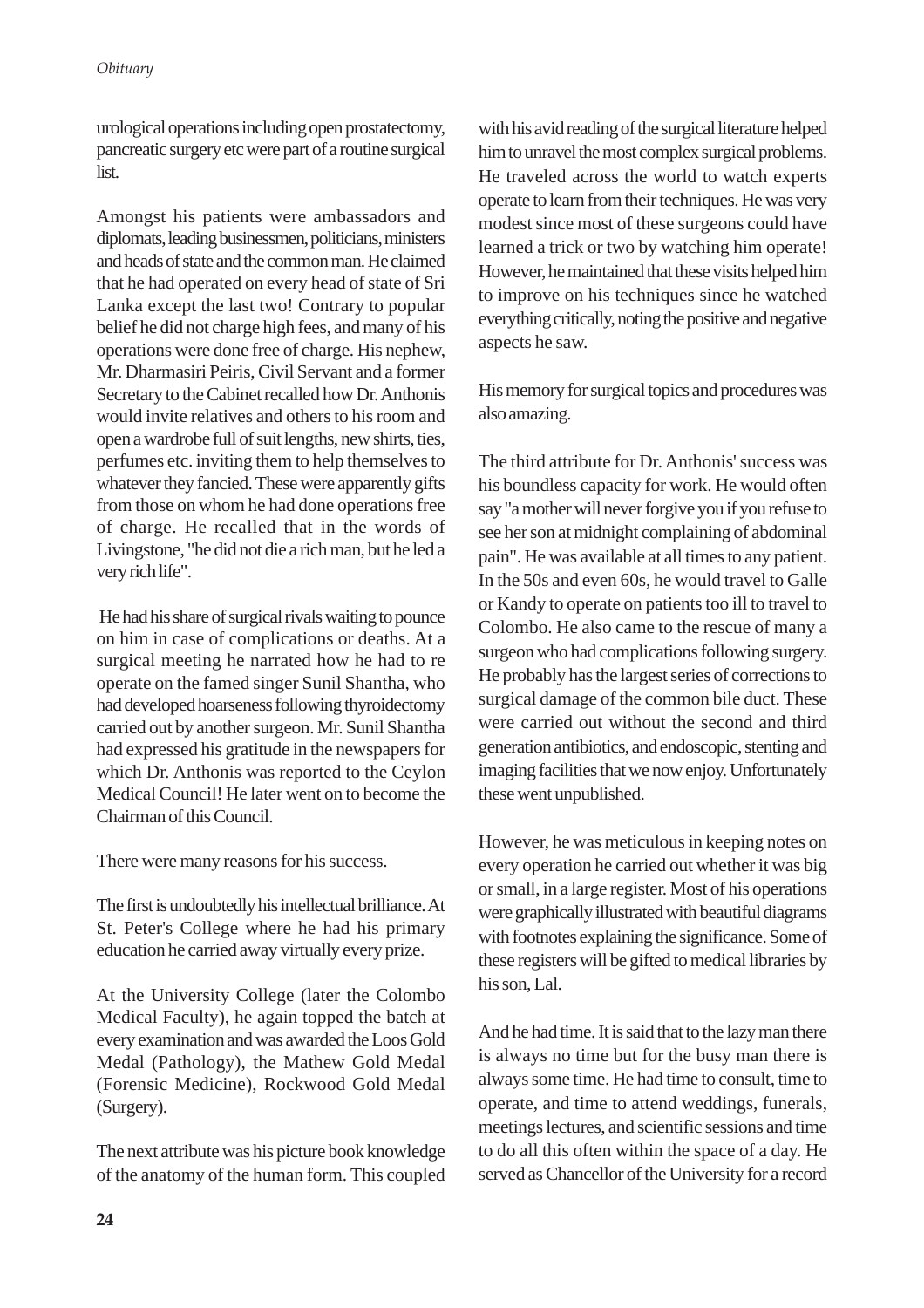urological operations including open prostatectomy, pancreatic surgery etc were part of a routine surgical list.

Amongst his patients were ambassadors and diplomats, leading businessmen, politicians, ministers and heads of state and the common man. He claimed that he had operated on every head of state of Sri Lanka except the last two! Contrary to popular belief he did not charge high fees, and many of his operations were done free of charge. His nephew, Mr. Dharmasiri Peiris, Civil Servant and a former Secretary to the Cabinet recalled how Dr. Anthonis would invite relatives and others to his room and open a wardrobe full of suit lengths, new shirts, ties, perfumes etc. inviting them to help themselves to whatever they fancied. These were apparently gifts from those on whom he had done operations free of charge. He recalled that in the words of Livingstone, "he did not die a rich man, but he led a very rich life".

He had his share of surgical rivals waiting to pounce on him in case of complications or deaths. At a surgical meeting he narrated how he had to re operate on the famed singer Sunil Shantha, who had developed hoarseness following thyroidectomy carried out by another surgeon. Mr. Sunil Shantha had expressed his gratitude in the newspapers for which Dr. Anthonis was reported to the Ceylon Medical Council! He later went on to become the Chairman of this Council.

There were many reasons for his success.

The first is undoubtedly his intellectual brilliance. At St. Peter's College where he had his primary education he carried away virtually every prize.

At the University College (later the Colombo Medical Faculty), he again topped the batch at every examination and was awarded the Loos Gold Medal (Pathology), the Mathew Gold Medal (Forensic Medicine), Rockwood Gold Medal (Surgery).

The next attribute was his picture book knowledge of the anatomy of the human form. This coupled with his avid reading of the surgical literature helped him to unravel the most complex surgical problems. He traveled across the world to watch experts operate to learn from their techniques. He was very modest since most of these surgeons could have learned a trick or two by watching him operate! However, he maintained that these visits helped him to improve on his techniques since he watched everything critically, noting the positive and negative aspects he saw.

His memory for surgical topics and procedures was also amazing.

The third attribute for Dr. Anthonis' success was his boundless capacity for work. He would often say "a mother will never forgive you if you refuse to see her son at midnight complaining of abdominal pain". He was available at all times to any patient. In the 50s and even 60s, he would travel to Galle or Kandy to operate on patients too ill to travel to Colombo. He also came to the rescue of many a surgeon who had complications following surgery. He probably has the largest series of corrections to surgical damage of the common bile duct. These were carried out without the second and third generation antibiotics, and endoscopic, stenting and imaging facilities that we now enjoy. Unfortunately these went unpublished.

However, he was meticulous in keeping notes on every operation he carried out whether it was big or small, in a large register. Most of his operations were graphically illustrated with beautiful diagrams with footnotes explaining the significance. Some of these registers will be gifted to medical libraries by his son, Lal.

And he had time. It is said that to the lazy man there is always no time but for the busy man there is always some time. He had time to consult, time to operate, and time to attend weddings, funerals, meetings lectures, and scientific sessions and time to do all this often within the space of a day. He served as Chancellor of the University for a record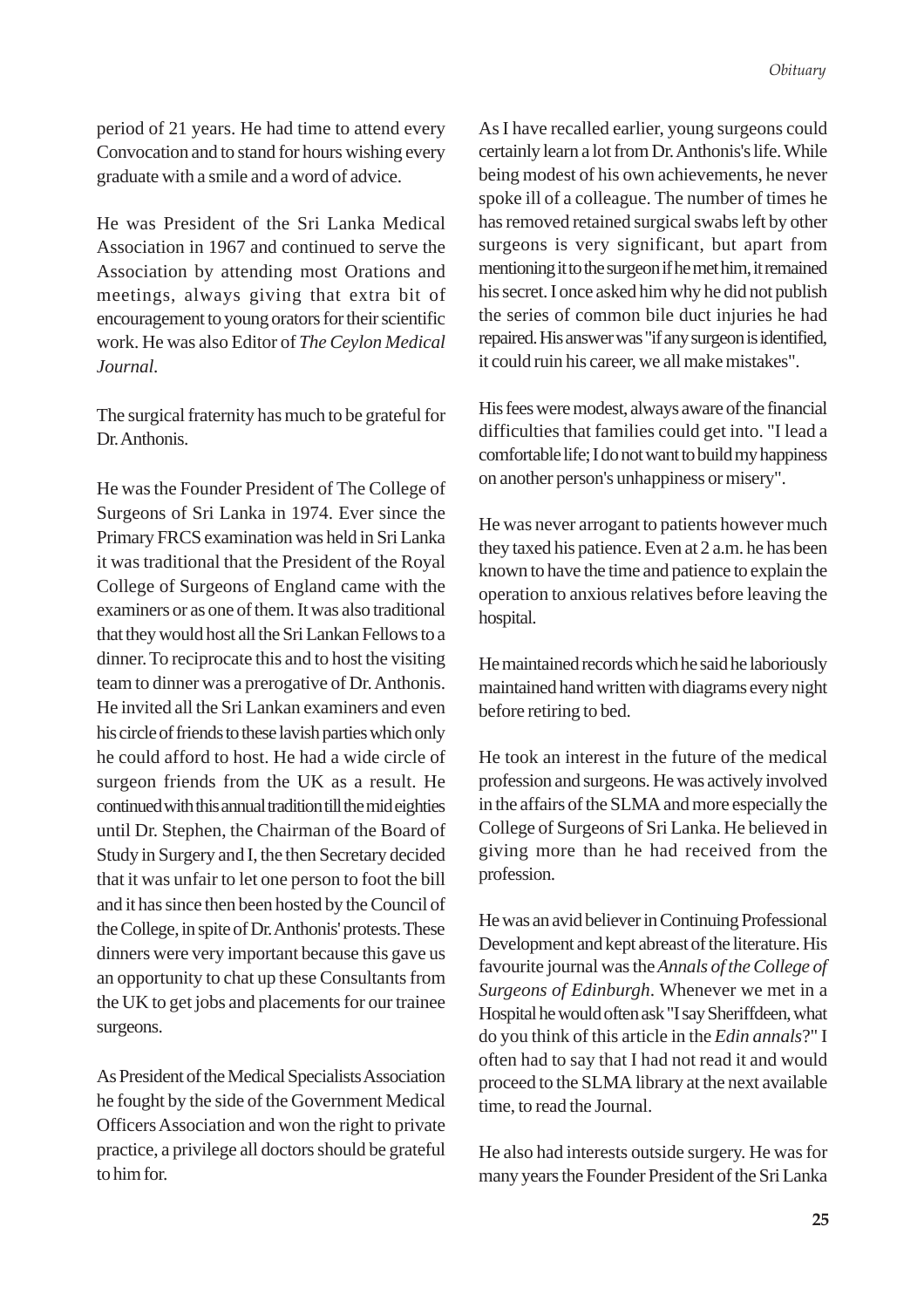period of 21 years. He had time to attend every Convocation and to stand for hours wishing every graduate with a smile and a word of advice.

He was President of the Sri Lanka Medical Association in 1967 and continued to serve the Association by attending most Orations and meetings, always giving that extra bit of encouragement to young orators for their scientific work. He was also Editor of *The Ceylon Medical Journal*.

The surgical fraternity has much to be grateful for Dr. Anthonis.

He was the Founder President of The College of Surgeons of Sri Lanka in 1974. Ever since the Primary FRCS examination was held in Sri Lanka it was traditional that the President of the Royal College of Surgeons of England came with the examiners or as one of them. It was also traditional that they would host all the Sri Lankan Fellows to a dinner. To reciprocate this and to host the visiting team to dinner was a prerogative of Dr. Anthonis. He invited all the Sri Lankan examiners and even his circle of friends to these lavish parties which only he could afford to host. He had a wide circle of surgeon friends from the UK as a result. He continued with this annual tradition till the mid eighties until Dr. Stephen, the Chairman of the Board of Study in Surgery and I, the then Secretary decided that it was unfair to let one person to foot the bill and it has since then been hosted by the Council of the College, in spite of Dr. Anthonis' protests. These dinners were very important because this gave us an opportunity to chat up these Consultants from the UK to get jobs and placements for our trainee surgeons.

As President of the Medical Specialists Association he fought by the side of the Government Medical Officers Association and won the right to private practice, a privilege all doctors should be grateful to him for.

As I have recalled earlier, young surgeons could certainly learn a lot from Dr. Anthonis's life. While being modest of his own achievements, he never spoke ill of a colleague. The number of times he has removed retained surgical swabs left by other surgeons is very significant, but apart from mentioning it to the surgeon if he met him, it remained his secret. I once asked him why he did not publish the series of common bile duct injuries he had repaired. His answer was "if any surgeon is identified, it could ruin his career, we all make mistakes".

His fees were modest, always aware of the financial difficulties that families could get into. "I lead a comfortable life; I do not want to build my happiness on another person's unhappiness or misery".

He was never arrogant to patients however much they taxed his patience. Even at 2 a.m. he has been known to have the time and patience to explain the operation to anxious relatives before leaving the hospital.

He maintained records which he said he laboriously maintained hand written with diagrams every night before retiring to bed.

He took an interest in the future of the medical profession and surgeons. He was actively involved in the affairs of the SLMA and more especially the College of Surgeons of Sri Lanka. He believed in giving more than he had received from the profession.

He was an avid believer in Continuing Professional Development and kept abreast of the literature. His favourite journal was the *Annals of the College of Surgeons of Edinburgh*. Whenever we met in a Hospital he would often ask "I say Sheriffdeen, what do you think of this article in the *Edin annals*?" I often had to say that I had not read it and would proceed to the SLMA library at the next available time, to read the Journal.

He also had interests outside surgery. He was for many years the Founder President of the Sri Lanka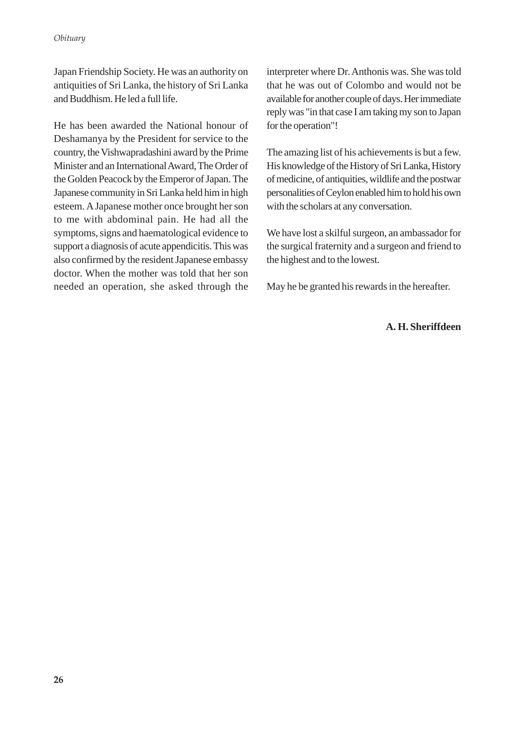Japan Friendship Society. He was an authority on antiquities of Sri Lanka, the history of Sri Lanka and Buddhism. He led a full life.

He has been awarded the National honour of Deshamanya by the President for service to the country, the Vishwapradashini award by the Prime Minister and an International Award, The Order of the Golden Peacock by the Emperor of Japan. The Japanese community in Sri Lanka held him in high esteem. A Japanese mother once brought her son to me with abdominal pain. He had all the symptoms, signs and haematological evidence to support a diagnosis of acute appendicitis. This was also confirmed by the resident Japanese embassy doctor. When the mother was told that her son needed an operation, she asked through the interpreter where Dr. Anthonis was. She was told that he was out of Colombo and would not be available for another couple of days. Her immediate reply was "in that case I am taking my son to Japan for the operation"!

The amazing list of his achievements is but a few. His knowledge of the History of Sri Lanka, History of medicine, of antiquities, wildlife and the postwar personalities of Ceylon enabled him to hold his own with the scholars at any conversation.

We have lost a skilful surgeon, an ambassador for the surgical fraternity and a surgeon and friend to the highest and to the lowest.

May he be granted his rewards in the hereafter.

**A. H. Sheriffdeen**